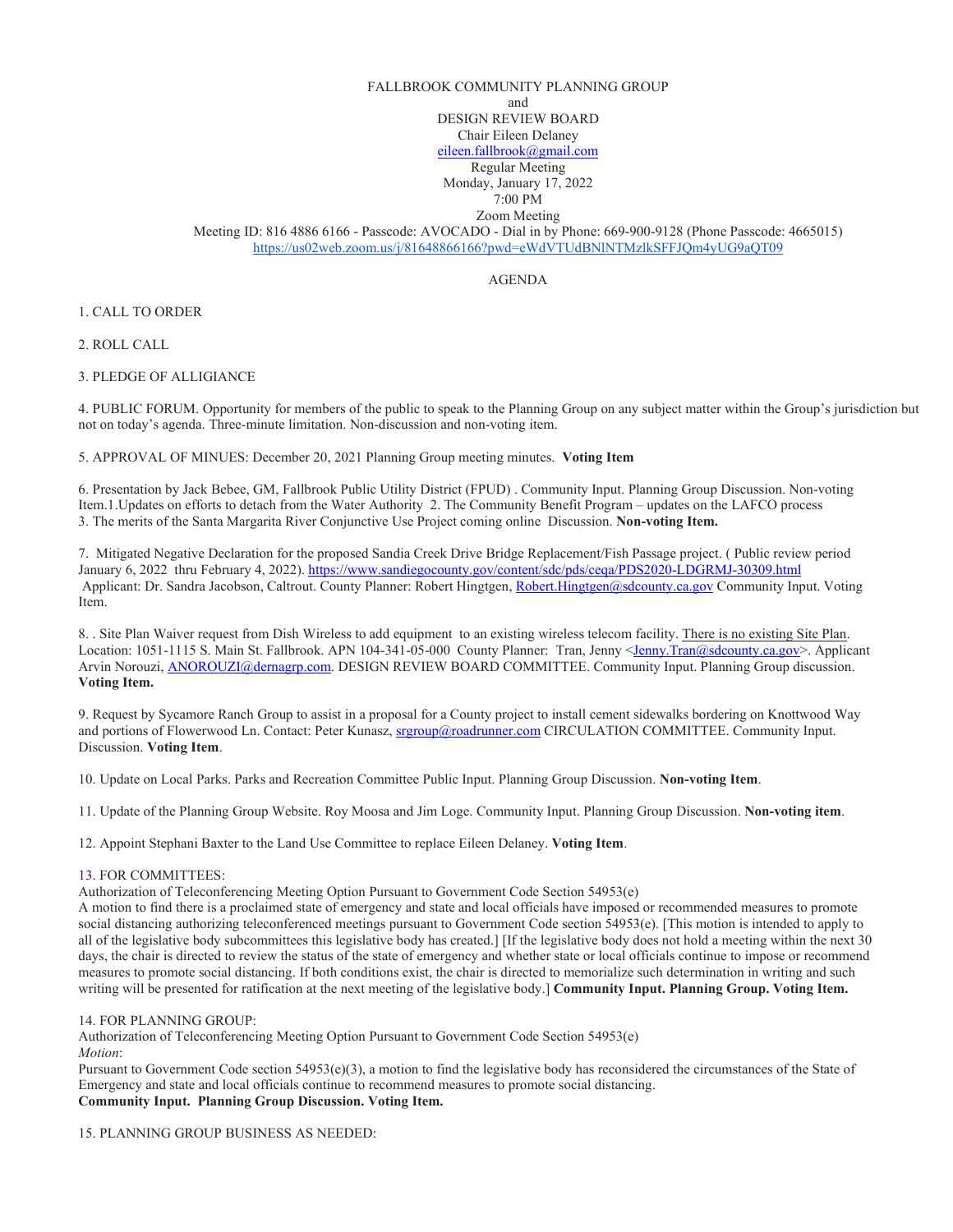FALLBROOK COMMUNITY PLANNING GROUP
and
DESIGN REVIEW BOARD
Chair Eileen Delaney
eileen.fallbrook@gmail.com
Regular Meeting
Monday, January 17, 2022
7:00 PM
Zoom Meeting
Meeting ID: 816 4886 6166 - Passcode: AVOCADO - Dial in by Phone: 669-900-9128 (Phone Passcode: 4665015)
https://us02web.zoom.us/j/81648866166?pwd=eWdVTUdBNlNTMzlkSFFJQm4yUG9aQT09

AGENDA

1. CALL TO ORDER

2. ROLL CALL

3. PLEDGE OF ALLIGIANCE

4. PUBLIC FORUM. Opportunity for members of the public to speak to the Planning Group on any subject matter within the Group's jurisdiction but not on today's agenda. Three-minute limitation. Non-discussion and non-voting item.

5. APPROVAL OF MINUES: December 20, 2021 Planning Group meeting minutes. **Voting Item**

6. Presentation by Jack Bebee, GM, Fallbrook Public Utility District (FPUD) . Community Input. Planning Group Discussion. Non-voting Item.1.Updates on efforts to detach from the Water Authority 2. The Community Benefit Program – updates on the LAFCO process 3. The merits of the Santa Margarita River Conjunctive Use Project coming online Discussion. **Non-voting Item.**

7. Mitigated Negative Declaration for the proposed Sandia Creek Drive Bridge Replacement/Fish Passage project. ( Public review period January 6, 2022 thru February 4, 2022). https://www.sandiegocounty.gov/content/sdc/pds/ceqa/PDS2020-LDGRMJ-30309.html Applicant: Dr. Sandra Jacobson, Caltrout. County Planner: Robert Hingtgen, Robert.Hingtgen@sdcounty.ca.gov Community Input. Voting Item.

8. . Site Plan Waiver request from Dish Wireless to add equipment to an existing wireless telecom facility. There is no existing Site Plan. Location: 1051-1115 S. Main St. Fallbrook. APN 104-341-05-000 County Planner: Tran, Jenny <Jenny.Tran@sdcounty.ca.gov>. Applicant Arvin Norouzi, ANOROUZI@dernagrp.com. DESIGN REVIEW BOARD COMMITTEE. Community Input. Planning Group discussion. **Voting Item.**

9. Request by Sycamore Ranch Group to assist in a proposal for a County project to install cement sidewalks bordering on Knottwood Way and portions of Flowerwood Ln. Contact: Peter Kunasz, srgroup@roadrunner.com CIRCULATION COMMITTEE. Community Input. Discussion. **Voting Item**.

10. Update on Local Parks. Parks and Recreation Committee Public Input. Planning Group Discussion. **Non-voting Item**.

11. Update of the Planning Group Website. Roy Moosa and Jim Loge. Community Input. Planning Group Discussion. **Non-voting item**.

12. Appoint Stephani Baxter to the Land Use Committee to replace Eileen Delaney. **Voting Item**.

13. FOR COMMITTEES:
Authorization of Teleconferencing Meeting Option Pursuant to Government Code Section 54953(e)
A motion to find there is a proclaimed state of emergency and state and local officials have imposed or recommended measures to promote social distancing authorizing teleconferenced meetings pursuant to Government Code section 54953(e). [This motion is intended to apply to all of the legislative body subcommittees this legislative body has created.] [If the legislative body does not hold a meeting within the next 30 days, the chair is directed to review the status of the state of emergency and whether state or local officials continue to impose or recommend measures to promote social distancing. If both conditions exist, the chair is directed to memorialize such determination in writing and such writing will be presented for ratification at the next meeting of the legislative body.] **Community Input. Planning Group. Voting Item.**

14. FOR PLANNING GROUP:
Authorization of Teleconferencing Meeting Option Pursuant to Government Code Section 54953(e)
*Motion*:
Pursuant to Government Code section 54953(e)(3), a motion to find the legislative body has reconsidered the circumstances of the State of Emergency and state and local officials continue to recommend measures to promote social distancing.
**Community Input. Planning Group Discussion. Voting Item.**

15. PLANNING GROUP BUSINESS AS NEEDED: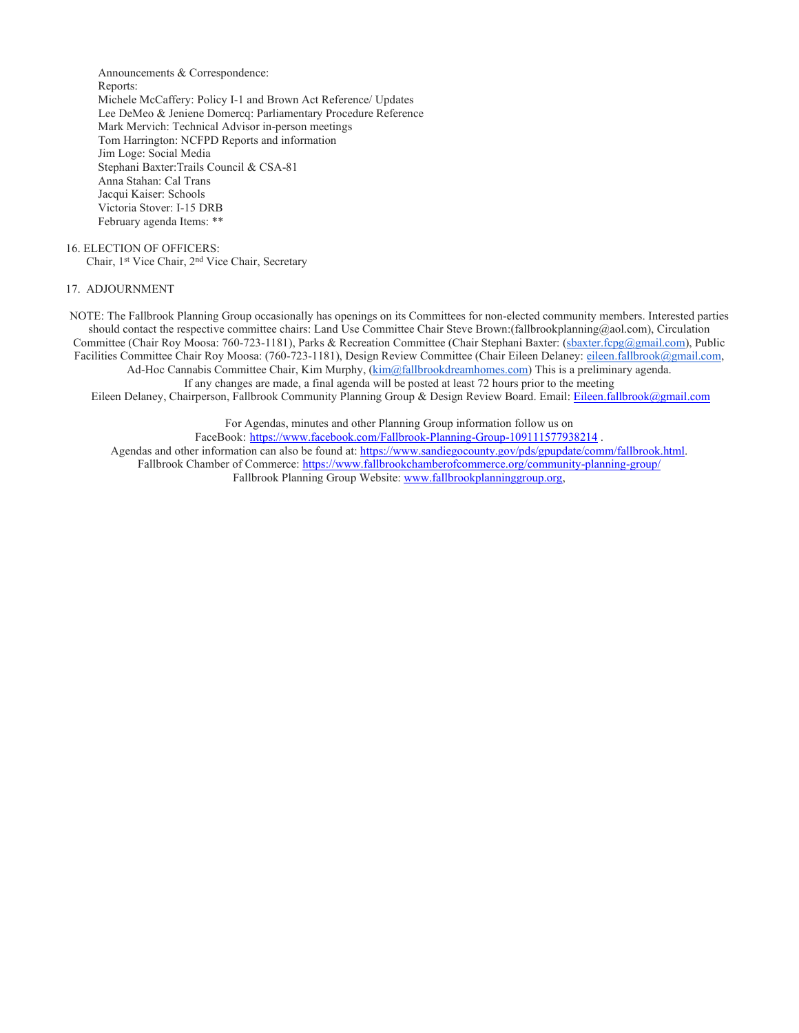Announcements & Correspondence:
Reports:
Michele McCaffery: Policy I-1 and Brown Act Reference/ Updates
Lee DeMeo & Jeniene Domercq: Parliamentary Procedure Reference
Mark Mervich: Technical Advisor in-person meetings
Tom Harrington: NCFPD Reports and information
Jim Loge: Social Media
Stephani Baxter:Trails Council & CSA-81
Anna Stahan: Cal Trans
Jacqui Kaiser: Schools
Victoria Stover: I-15 DRB
February agenda Items: **

16. ELECTION OF OFFICERS:
Chair, 1st Vice Chair, 2nd Vice Chair, Secretary

17. ADJOURNMENT

NOTE: The Fallbrook Planning Group occasionally has openings on its Committees for non-elected community members. Interested parties should contact the respective committee chairs: Land Use Committee Chair Steve Brown:(fallbrookplanning@aol.com), Circulation Committee (Chair Roy Moosa: 760-723-1181), Parks & Recreation Committee (Chair Stephani Baxter: (sbaxter.fcpg@gmail.com), Public Facilities Committee Chair Roy Moosa: (760-723-1181), Design Review Committee (Chair Eileen Delaney: eileen.fallbrook@gmail.com, Ad-Hoc Cannabis Committee Chair, Kim Murphy, (kim@fallbrookdreamhomes.com) This is a preliminary agenda.
If any changes are made, a final agenda will be posted at least 72 hours prior to the meeting
Eileen Delaney, Chairperson, Fallbrook Community Planning Group & Design Review Board. Email: Eileen.fallbrook@gmail.com

For Agendas, minutes and other Planning Group information follow us on
FaceBook: https://www.facebook.com/Fallbrook-Planning-Group-109111577938214 .
Agendas and other information can also be found at: https://www.sandiegocounty.gov/pds/gpupdate/comm/fallbrook.html.
Fallbrook Chamber of Commerce: https://www.fallbrookchamberofcommerce.org/community-planning-group/
Fallbrook Planning Group Website: www.fallbrookplanninggroup.org,